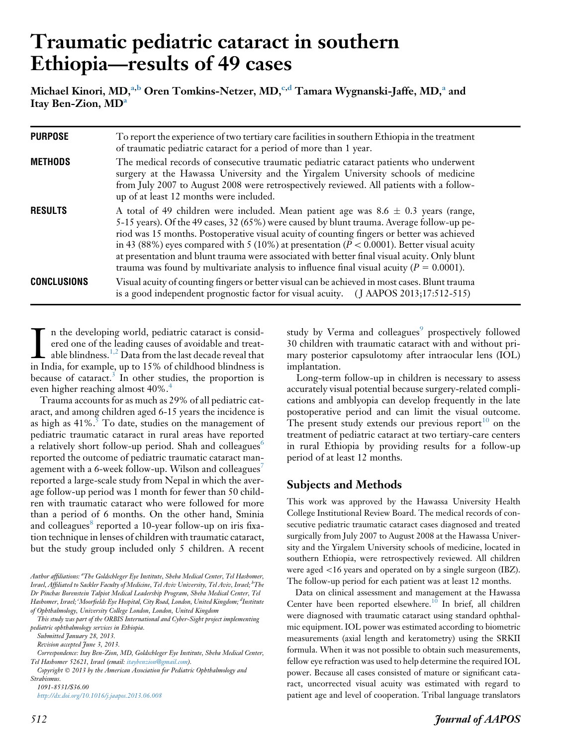# Traumatic pediatric cataract in southern Ethiopia—results of 49 cases

**Michael Kinori, MD,[a,b] Oren Tomkins-Netzer, MD,[c,d] Tamara Wygnanski-Jaffe, MD,[a] and Itay Ben-Zion, MD[a]**

| | |
|---|---|
| **PURPOSE** | To report the experience of two tertiary care facilities in southern Ethiopia in the treatment of traumatic pediatric cataract for a period of more than 1 year. |
| **METHODS** | The medical records of consecutive traumatic pediatric cataract patients who underwent surgery at the Hawassa University and the Yirgalem University schools of medicine from July 2007 to August 2008 were retrospectively reviewed. All patients with a follow-up of at least 12 months were included. |
| **RESULTS** | A total of 49 children were included. Mean patient age was 8.6 ± 0.3 years (range, 5-15 years). Of the 49 cases, 32 (65%) were caused by blunt trauma. Average follow-up period was 15 months. Postoperative visual acuity of counting fingers or better was achieved in 43 (88%) eyes compared with 5 (10%) at presentation ($P < 0.0001$). Better visual acuity at presentation and blunt trauma were associated with better final visual acuity. Only blunt trauma was found by multivariate analysis to influence final visual acuity ($P = 0.0001$). |
| **CONCLUSIONS** | Visual acuity of counting fingers or better visual can be achieved in most cases. Blunt trauma is a good independent prognostic factor for visual acuity. (J AAPOS 2013;17:512-515) |

In the developing world, pediatric cataract is considered one of the leading causes of avoidable and treatable blindness.[1,2] Data from the last decade reveal that in India, for example, up to 15% of childhood blindness is because of cataract.[3] In other studies, the proportion is even higher reaching almost 40%.[4]

Trauma accounts for as much as 29% of all pediatric cataract, and among children aged 6-15 years the incidence is as high as 41%.[5] To date, studies on the management of pediatric traumatic cataract in rural areas have reported a relatively short follow-up period. Shah and colleagues[6] reported the outcome of pediatric traumatic cataract management with a 6-week follow-up. Wilson and colleagues[7] reported a large-scale study from Nepal in which the average follow-up period was 1 month for fewer than 50 children with traumatic cataract who were followed for more than a period of 6 months. On the other hand, Sminia and colleagues[8] reported a 10-year follow-up on iris fixation technique in lenses of children with traumatic cataract, but the study group included only 5 children. A recent study by Verma and colleagues[9] prospectively followed 30 children with traumatic cataract with and without primary posterior capsulotomy after intraocular lens (IOL) implantation.

Long-term follow-up in children is necessary to assess accurately visual potential because surgery-related complications and amblyopia can develop frequently in the late postoperative period and can limit the visual outcome. The present study extends our previous report[10] on the treatment of pediatric cataract at two tertiary-care centers in rural Ethiopia by providing results for a follow-up period of at least 12 months.

## Subjects and Methods

This work was approved by the Hawassa University Health College Institutional Review Board. The medical records of consecutive pediatric traumatic cataract cases diagnosed and treated surgically from July 2007 to August 2008 at the Hawassa University and the Yirgalem University schools of medicine, located in southern Ethiopia, were retrospectively reviewed. All children were aged <16 years and operated on by a single surgeon (IBZ). The follow-up period for each patient was at least 12 months.

Data on clinical assessment and management at the Hawassa Center have been reported elsewhere.[10] In brief, all children were diagnosed with traumatic cataract using standard ophthalmic equipment. IOL power was estimated according to biometric measurements (axial length and keratometry) using the SRKII formula. When it was not possible to obtain such measurements, fellow eye refraction was used to help determine the required IOL power. Because all cases consisted of mature or significant cataract, uncorrected visual acuity was estimated with regard to patient age and level of cooperation. Tribal language translators

*Author affiliations: [a]The Goldschleger Eye Institute, Sheba Medical Center, Tel Hashomer, Israel, Affiliated to Sackler Faculty of Medicine, Tel Aviv University, Tel Aviv, Israel; [b]The Dr Pinchas Borenstein Talpiot Medical Leadership Program, Sheba Medical Center, Tel Hashomer, Israel; [c]Moorfields Eye Hospital, City Road, London, United Kingdom; [d]Institute of Ophthalmology, University College London, London, United Kingdom*

*This study was part of the ORBIS International and Cyber-Sight project implementing pediatric ophthalmology services in Ethiopia.*

*Submitted January 28, 2013.*

*Revision accepted June 3, 2013.*

*Correspondence: Itay Ben-Zion, MD, Goldschleger Eye Institute, Sheba Medical Center, Tel Hashomer 52621, Israel (email: itaybenzion@gmail.com).*

*Copyright © 2013 by the American Association for Pediatric Ophthalmology and Strabismus.*

*1091-8531/$36.00*

*http://dx.doi.org/10.1016/j.jaapos.2013.06.008*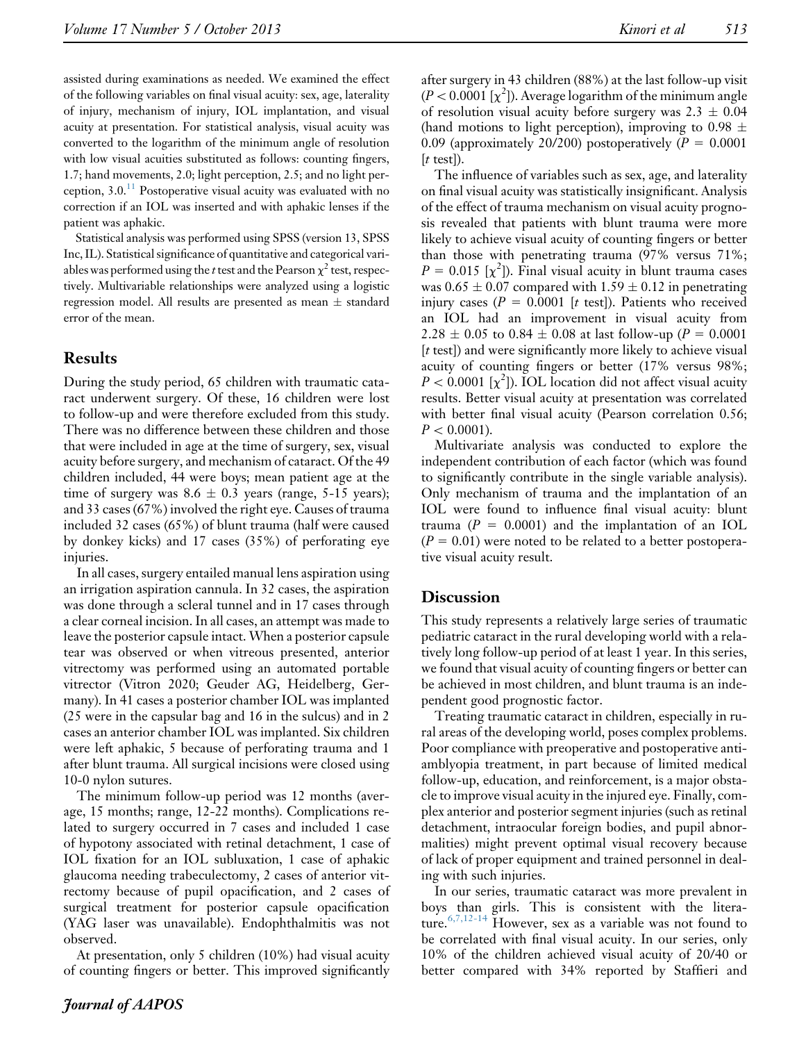assisted during examinations as needed. We examined the effect of the following variables on final visual acuity: sex, age, laterality of injury, mechanism of injury, IOL implantation, and visual acuity at presentation. For statistical analysis, visual acuity was converted to the logarithm of the minimum angle of resolution with low visual acuities substituted as follows: counting fingers, 1.7; hand movements, 2.0; light perception, 2.5; and no light perception, 3.0.[11] Postoperative visual acuity was evaluated with no correction if an IOL was inserted and with aphakic lenses if the patient was aphakic.

Statistical analysis was performed using SPSS (version 13, SPSS Inc, IL). Statistical significance of quantitative and categorical variables was performed using the *t* test and the Pearson $\chi^2$ test, respectively. Multivariable relationships were analyzed using a logistic regression model. All results are presented as mean $\pm$ standard error of the mean.

## Results

During the study period, 65 children with traumatic cataract underwent surgery. Of these, 16 children were lost to follow-up and were therefore excluded from this study. There was no difference between these children and those that were included in age at the time of surgery, sex, visual acuity before surgery, and mechanism of cataract. Of the 49 children included, 44 were boys; mean patient age at the time of surgery was $8.6 \pm 0.3$ years (range, 5-15 years); and 33 cases (67%) involved the right eye. Causes of trauma included 32 cases (65%) of blunt trauma (half were caused by donkey kicks) and 17 cases (35%) of perforating eye injuries.

In all cases, surgery entailed manual lens aspiration using an irrigation aspiration cannula. In 32 cases, the aspiration was done through a scleral tunnel and in 17 cases through a clear corneal incision. In all cases, an attempt was made to leave the posterior capsule intact. When a posterior capsule tear was observed or when vitreous presented, anterior vitrectomy was performed using an automated portable vitrector (Vitron 2020; Geuder AG, Heidelberg, Germany). In 41 cases a posterior chamber IOL was implanted (25 were in the capsular bag and 16 in the sulcus) and in 2 cases an anterior chamber IOL was implanted. Six children were left aphakic, 5 because of perforating trauma and 1 after blunt trauma. All surgical incisions were closed using 10-0 nylon sutures.

The minimum follow-up period was 12 months (average, 15 months; range, 12-22 months). Complications related to surgery occurred in 7 cases and included 1 case of hypotony associated with retinal detachment, 1 case of IOL fixation for an IOL subluxation, 1 case of aphakic glaucoma needing trabeculectomy, 2 cases of anterior vitrectomy because of pupil opacification, and 2 cases of surgical treatment for posterior capsule opacification (YAG laser was unavailable). Endophthalmitis was not observed.

At presentation, only 5 children (10%) had visual acuity of counting fingers or better. This improved significantly after surgery in 43 children (88%) at the last follow-up visit ($P < 0.0001$ [$\chi^2$]). Average logarithm of the minimum angle of resolution visual acuity before surgery was $2.3 \pm 0.04$ (hand motions to light perception), improving to $0.98 \pm 0.09$ (approximately 20/200) postoperatively ($P = 0.0001$ [*t* test]).

The influence of variables such as sex, age, and laterality on final visual acuity was statistically insignificant. Analysis of the effect of trauma mechanism on visual acuity prognosis revealed that patients with blunt trauma were more likely to achieve visual acuity of counting fingers or better than those with penetrating trauma (97% versus 71%; $P = 0.015$ [$\chi^2$]). Final visual acuity in blunt trauma cases was $0.65 \pm 0.07$ compared with $1.59 \pm 0.12$ in penetrating injury cases ($P = 0.0001$ [*t* test]). Patients who received an IOL had an improvement in visual acuity from $2.28 \pm 0.05$ to $0.84 \pm 0.08$ at last follow-up ($P = 0.0001$ [*t* test]) and were significantly more likely to achieve visual acuity of counting fingers or better (17% versus 98%; $P < 0.0001$ [$\chi^2$]). IOL location did not affect visual acuity results. Better visual acuity at presentation was correlated with better final visual acuity (Pearson correlation 0.56; $P < 0.0001$).

Multivariate analysis was conducted to explore the independent contribution of each factor (which was found to significantly contribute in the single variable analysis). Only mechanism of trauma and the implantation of an IOL were found to influence final visual acuity: blunt trauma ($P = 0.0001$) and the implantation of an IOL ($P = 0.01$) were noted to be related to a better postoperative visual acuity result.

## Discussion

This study represents a relatively large series of traumatic pediatric cataract in the rural developing world with a relatively long follow-up period of at least 1 year. In this series, we found that visual acuity of counting fingers or better can be achieved in most children, and blunt trauma is an independent good prognostic factor.

Treating traumatic cataract in children, especially in rural areas of the developing world, poses complex problems. Poor compliance with preoperative and postoperative anti-amblyopia treatment, in part because of limited medical follow-up, education, and reinforcement, is a major obstacle to improve visual acuity in the injured eye. Finally, complex anterior and posterior segment injuries (such as retinal detachment, intraocular foreign bodies, and pupil abnormalities) might prevent optimal visual recovery because of lack of proper equipment and trained personnel in dealing with such injuries.

In our series, traumatic cataract was more prevalent in boys than girls. This is consistent with the literature.[6,7,12-14] However, sex as a variable was not found to be correlated with final visual acuity. In our series, only 10% of the children achieved visual acuity of 20/40 or better compared with 34% reported by Staffieri and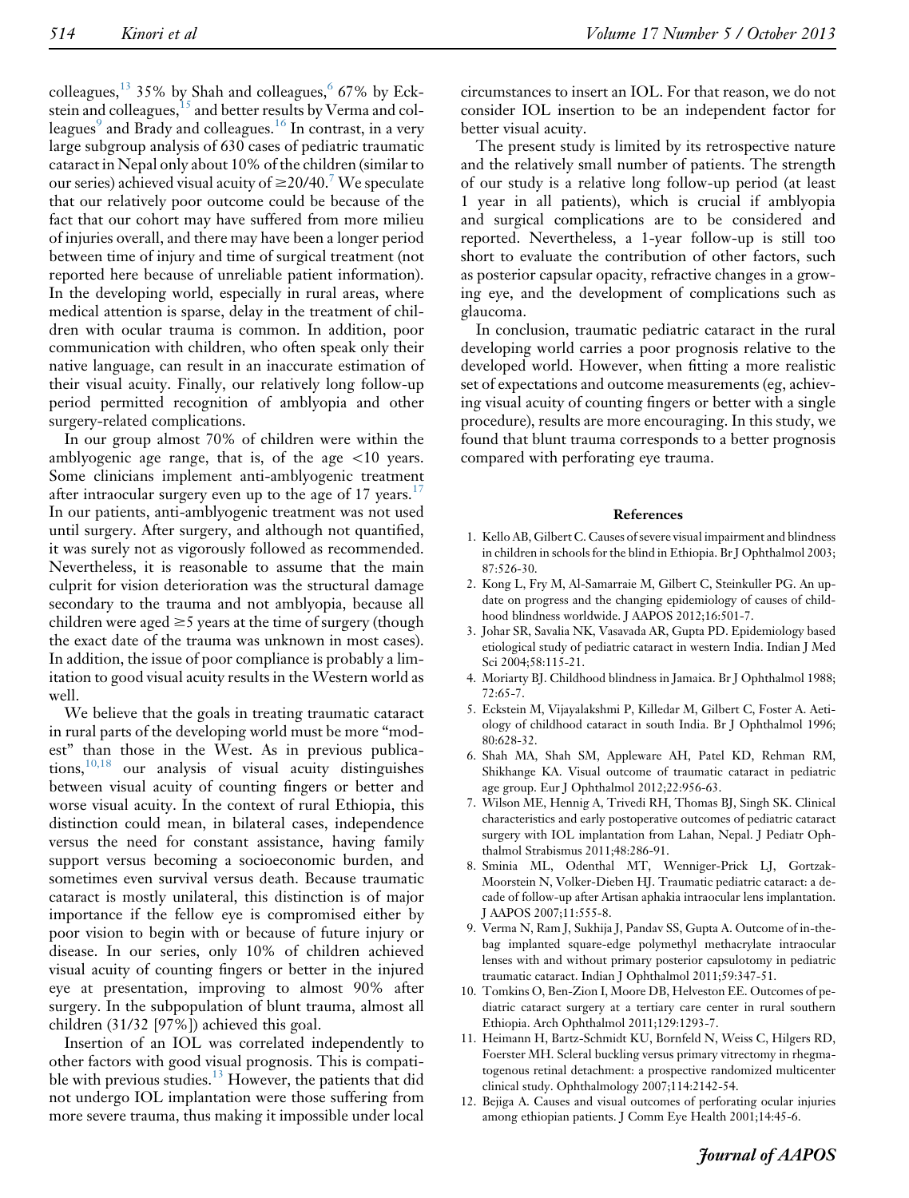colleagues,[13] 35% by Shah and colleagues,[6] 67% by Eckstein and colleagues,[15] and better results by Verma and colleagues[9] and Brady and colleagues.[16] In contrast, in a very large subgroup analysis of 630 cases of pediatric traumatic cataract in Nepal only about 10% of the children (similar to our series) achieved visual acuity of ≥20/40.[7] We speculate that our relatively poor outcome could be because of the fact that our cohort may have suffered from more milieu of injuries overall, and there may have been a longer period between time of injury and time of surgical treatment (not reported here because of unreliable patient information). In the developing world, especially in rural areas, where medical attention is sparse, delay in the treatment of children with ocular trauma is common. In addition, poor communication with children, who often speak only their native language, can result in an inaccurate estimation of their visual acuity. Finally, our relatively long follow-up period permitted recognition of amblyopia and other surgery-related complications.

In our group almost 70% of children were within the amblyogenic age range, that is, of the age <10 years. Some clinicians implement anti-amblyogenic treatment after intraocular surgery even up to the age of 17 years.[17] In our patients, anti-amblyogenic treatment was not used until surgery. After surgery, and although not quantified, it was surely not as vigorously followed as recommended. Nevertheless, it is reasonable to assume that the main culprit for vision deterioration was the structural damage secondary to the trauma and not amblyopia, because all children were aged ≥5 years at the time of surgery (though the exact date of the trauma was unknown in most cases). In addition, the issue of poor compliance is probably a limitation to good visual acuity results in the Western world as well.

We believe that the goals in treating traumatic cataract in rural parts of the developing world must be more "modest" than those in the West. As in previous publications,[10,18] our analysis of visual acuity distinguishes between visual acuity of counting fingers or better and worse visual acuity. In the context of rural Ethiopia, this distinction could mean, in bilateral cases, independence versus the need for constant assistance, having family support versus becoming a socioeconomic burden, and sometimes even survival versus death. Because traumatic cataract is mostly unilateral, this distinction is of major importance if the fellow eye is compromised either by poor vision to begin with or because of future injury or disease. In our series, only 10% of children achieved visual acuity of counting fingers or better in the injured eye at presentation, improving to almost 90% after surgery. In the subpopulation of blunt trauma, almost all children (31/32 [97%]) achieved this goal.

Insertion of an IOL was correlated independently to other factors with good visual prognosis. This is compatible with previous studies.[13] However, the patients that did not undergo IOL implantation were those suffering from more severe trauma, thus making it impossible under local circumstances to insert an IOL. For that reason, we do not consider IOL insertion to be an independent factor for better visual acuity.

The present study is limited by its retrospective nature and the relatively small number of patients. The strength of our study is a relative long follow-up period (at least 1 year in all patients), which is crucial if amblyopia and surgical complications are to be considered and reported. Nevertheless, a 1-year follow-up is still too short to evaluate the contribution of other factors, such as posterior capsular opacity, refractive changes in a growing eye, and the development of complications such as glaucoma.

In conclusion, traumatic pediatric cataract in the rural developing world carries a poor prognosis relative to the developed world. However, when fitting a more realistic set of expectations and outcome measurements (eg, achieving visual acuity of counting fingers or better with a single procedure), results are more encouraging. In this study, we found that blunt trauma corresponds to a better prognosis compared with perforating eye trauma.

## References

1. Kello AB, Gilbert C. Causes of severe visual impairment and blindness in children in schools for the blind in Ethiopia. Br J Ophthalmol 2003; 87:526-30.
2. Kong L, Fry M, Al-Samarraie M, Gilbert C, Steinkuller PG. An update on progress and the changing epidemiology of causes of childhood blindness worldwide. J AAPOS 2012;16:501-7.
3. Johar SR, Savalia NK, Vasavada AR, Gupta PD. Epidemiology based etiological study of pediatric cataract in western India. Indian J Med Sci 2004;58:115-21.
4. Moriarty BJ. Childhood blindness in Jamaica. Br J Ophthalmol 1988; 72:65-7.
5. Eckstein M, Vijayalakshmi P, Killedar M, Gilbert C, Foster A. Aetiology of childhood cataract in south India. Br J Ophthalmol 1996; 80:628-32.
6. Shah MA, Shah SM, Appleware AH, Patel KD, Rehman RM, Shikhange KA. Visual outcome of traumatic cataract in pediatric age group. Eur J Ophthalmol 2012;22:956-63.
7. Wilson ME, Hennig A, Trivedi RH, Thomas BJ, Singh SK. Clinical characteristics and early postoperative outcomes of pediatric cataract surgery with IOL implantation from Lahan, Nepal. J Pediatr Ophthalmol Strabismus 2011;48:286-91.
8. Sminia ML, Odenthal MT, Wenniger-Prick LJ, Gortzak-Moorstein N, Volker-Dieben HJ. Traumatic pediatric cataract: a decade of follow-up after Artisan aphakia intraocular lens implantation. J AAPOS 2007;11:555-8.
9. Verma N, Ram J, Sukhija J, Pandav SS, Gupta A. Outcome of in-the-bag implanted square-edge polymethyl methacrylate intraocular lenses with and without primary posterior capsulotomy in pediatric traumatic cataract. Indian J Ophthalmol 2011;59:347-51.
10. Tomkins O, Ben-Zion I, Moore DB, Helveston EE. Outcomes of pediatric cataract surgery at a tertiary care center in rural southern Ethiopia. Arch Ophthalmol 2011;129:1293-7.
11. Heimann H, Bartz-Schmidt KU, Bornfeld N, Weiss C, Hilgers RD, Foerster MH. Scleral buckling versus primary vitrectomy in rhegmatogenous retinal detachment: a prospective randomized multicenter clinical study. Ophthalmology 2007;114:2142-54.
12. Bejiga A. Causes and visual outcomes of perforating ocular injuries among ethiopian patients. J Comm Eye Health 2001;14:45-6.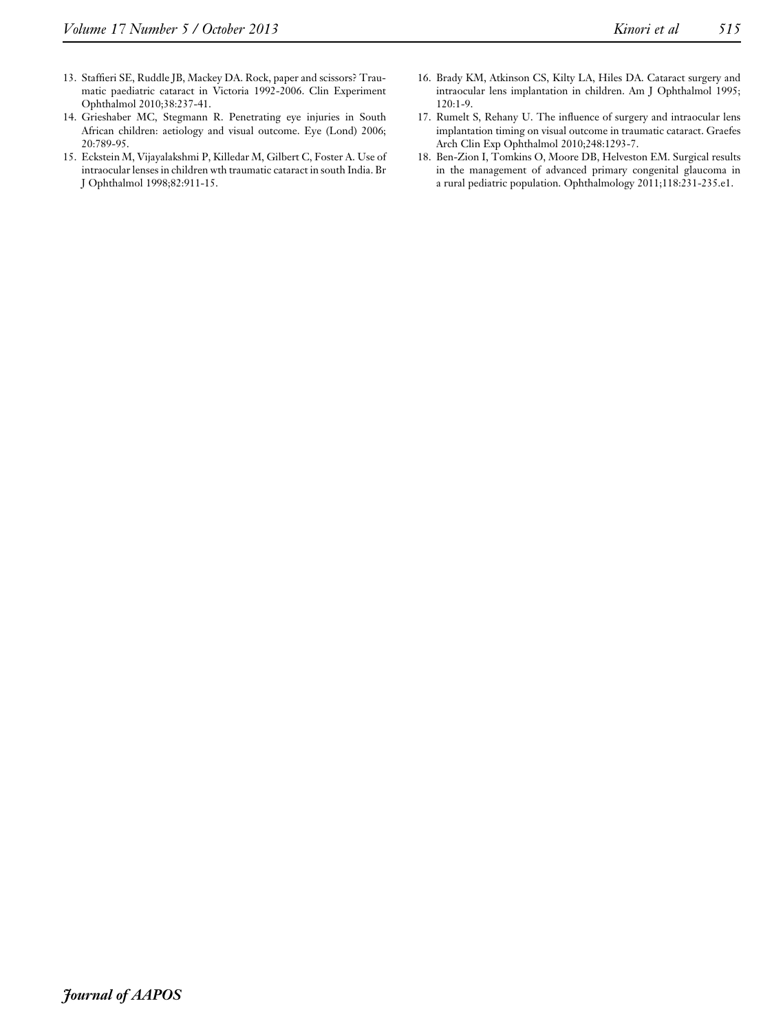13. Staffieri SE, Ruddle JB, Mackey DA. Rock, paper and scissors? Traumatic paediatric cataract in Victoria 1992-2006. Clin Experiment Ophthalmol 2010;38:237-41.
14. Grieshaber MC, Stegmann R. Penetrating eye injuries in South African children: aetiology and visual outcome. Eye (Lond) 2006; 20:789-95.
15. Eckstein M, Vijayalakshmi P, Killedar M, Gilbert C, Foster A. Use of intraocular lenses in children wth traumatic cataract in south India. Br J Ophthalmol 1998;82:911-15.
16. Brady KM, Atkinson CS, Kilty LA, Hiles DA. Cataract surgery and intraocular lens implantation in children. Am J Ophthalmol 1995; 120:1-9.
17. Rumelt S, Rehany U. The influence of surgery and intraocular lens implantation timing on visual outcome in traumatic cataract. Graefes Arch Clin Exp Ophthalmol 2010;248:1293-7.
18. Ben-Zion I, Tomkins O, Moore DB, Helveston EM. Surgical results in the management of advanced primary congenital glaucoma in a rural pediatric population. Ophthalmology 2011;118:231-235.e1.